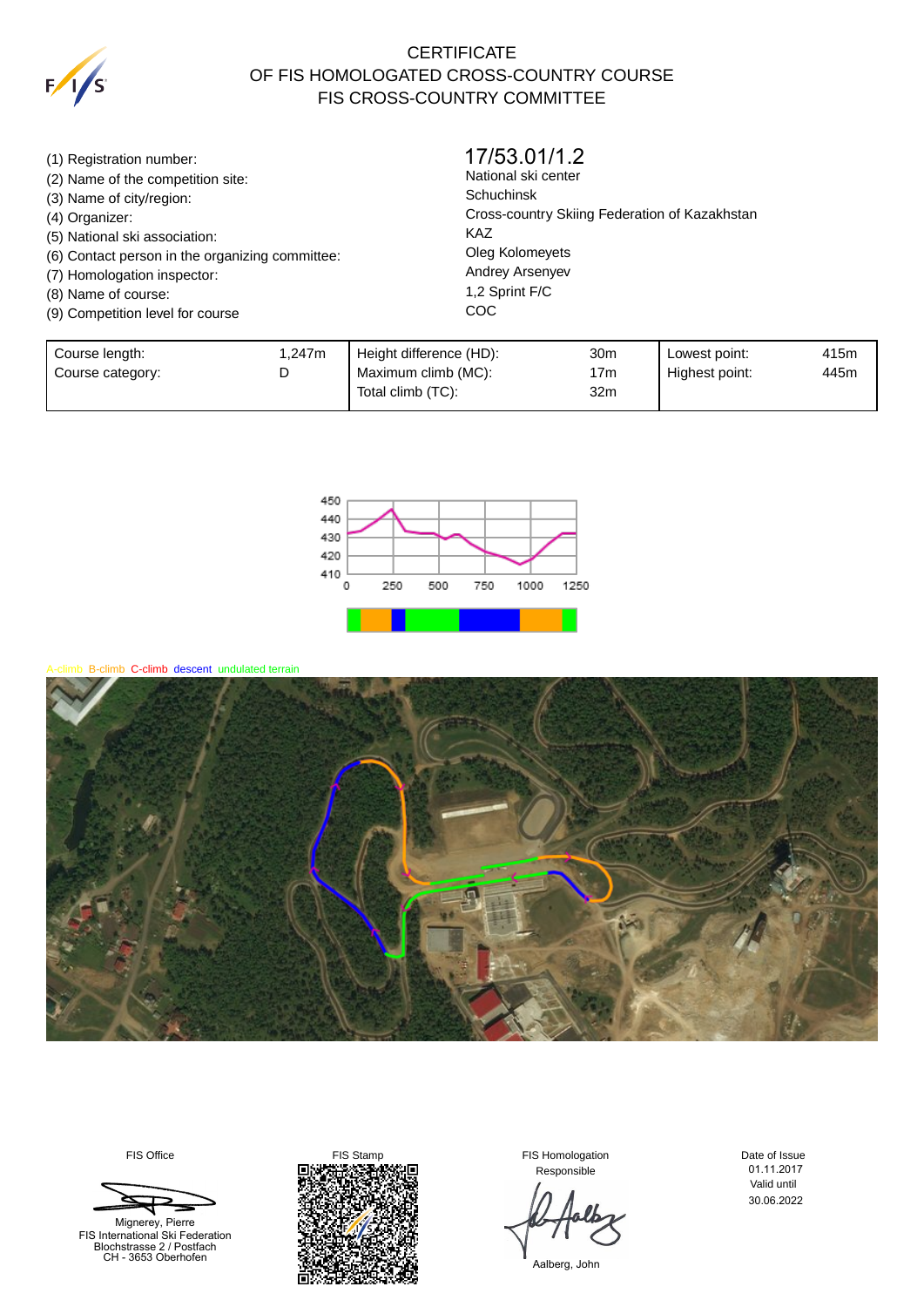# CERTIFICATE
# OF FIS HOMOLOGATED CROSS-COUNTRY COURSE
# FIS CROSS-COUNTRY COMMITTEE

| | |
|---|---|
| (1) Registration number: | 17/53.01/1.2 |
| (2) Name of the competition site: | National ski center |
| (3) Name of city/region: | Schuchinsk |
| (4) Organizer: | Cross-country Skiing Federation of Kazakhstan |
| (5) National ski association: | KAZ |
| (6) Contact person in the organizing committee: | Oleg Kolomeyets |
| (7) Homologation inspector: | Andrey Arsenyev |
| (8) Name of course: | 1,2 Sprint F/C |
| (9) Competition level for course | COC |

| | | | | | |
|---|---|---|---|---|---|
| Course length: | 1,247m | Height difference (HD): | 30m | Lowest point: | 415m |
| Course category: | D | Maximum climb (MC): | 17m | Highest point: | 445m |
| | | Total climb (TC): | 32m | | |

A-climb B-climb C-climb descent undulated terrain

| FIS Office | FIS Stamp | FIS Homologation Responsible | Date of Issue |
|---|---|---|---|
| Mignerey, Pierre<br>FIS International Ski Federation<br>Blochstrasse 2 / Postfach<br>CH - 3653 Oberhofen | | Aalberg, John | 01.11.2017<br>Valid until<br>30.06.2022 |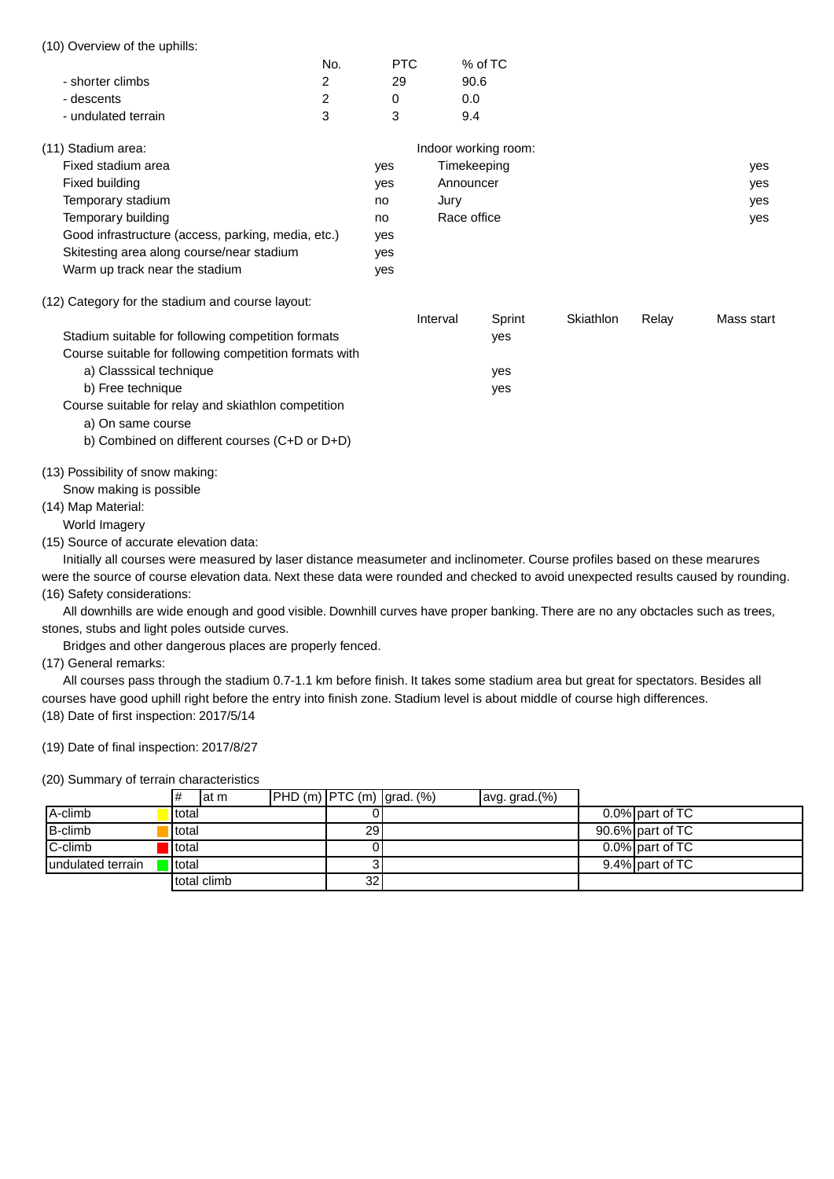(10) Overview of the uphills:

| | No. | PTC | % of TC |
|---|---|---|---|
| - shorter climbs | 2 | 29 | 90.6 |
| - descents | 2 | 0 | 0.0 |
| - undulated terrain | 3 | 3 | 9.4 |

(11) Stadium area:

| | | Indoor working room: | |
|---|---|---|---|
| Fixed stadium area | yes | Timekeeping | yes |
| Fixed building | yes | Announcer | yes |
| Temporary stadium | no | Jury | yes |
| Temporary building | no | Race office | yes |
| Good infrastructure (access, parking, media, etc.) | yes | | |
| Skitesting area along course/near stadium | yes | | |
| Warm up track near the stadium | yes | | |

(12) Category for the stadium and course layout:

| | Interval | Sprint | Skiathlon | Relay | Mass start |
|---|---|---|---|---|---|
| Stadium suitable for following competition formats | | yes | | | |
| Course suitable for following competition formats with | | | | | |
| a) Classsical technique | | yes | | | |
| b) Free technique | | yes | | | |
| Course suitable for relay and skiathlon competition | | | | | |
| a) On same course | | | | | |
| b) Combined on different courses (C+D or D+D) | | | | | |

(13) Possibility of snow making:

Snow making is possible

(14) Map Material:

World Imagery

(15) Source of accurate elevation data:

Initially all courses were measured by laser distance measumeter and inclinometer. Course profiles based on these mearures were the source of course elevation data. Next these data were rounded and checked to avoid unexpected results caused by rounding.

(16) Safety considerations:

All downhills are wide enough and good visible. Downhill curves have proper banking. There are no any obctacles such as trees, stones, stubs and light poles outside curves.

Bridges and other dangerous places are properly fenced.

(17) General remarks:

All courses pass through the stadium 0.7-1.1 km before finish. It takes some stadium area but great for spectators. Besides all courses have good uphill right before the entry into finish zone. Stadium level is about middle of course high differences.

(18) Date of first inspection: 2017/5/14

(19) Date of final inspection: 2017/8/27

(20) Summary of terrain characteristics

| | # | at m | PHD (m) | PTC (m) | grad. (%) | avg. grad.(%) | | |
|---|---|---|---|---|---|---|---|---|
| A-climb | total | | | 0 | | | 0.0% | part of TC |
| B-climb | total | | | 29 | | | 90.6% | part of TC |
| C-climb | total | | | 0 | | | 0.0% | part of TC |
| undulated terrain | total | | | 3 | | | 9.4% | part of TC |
| | total climb | | | 32 | | | | |